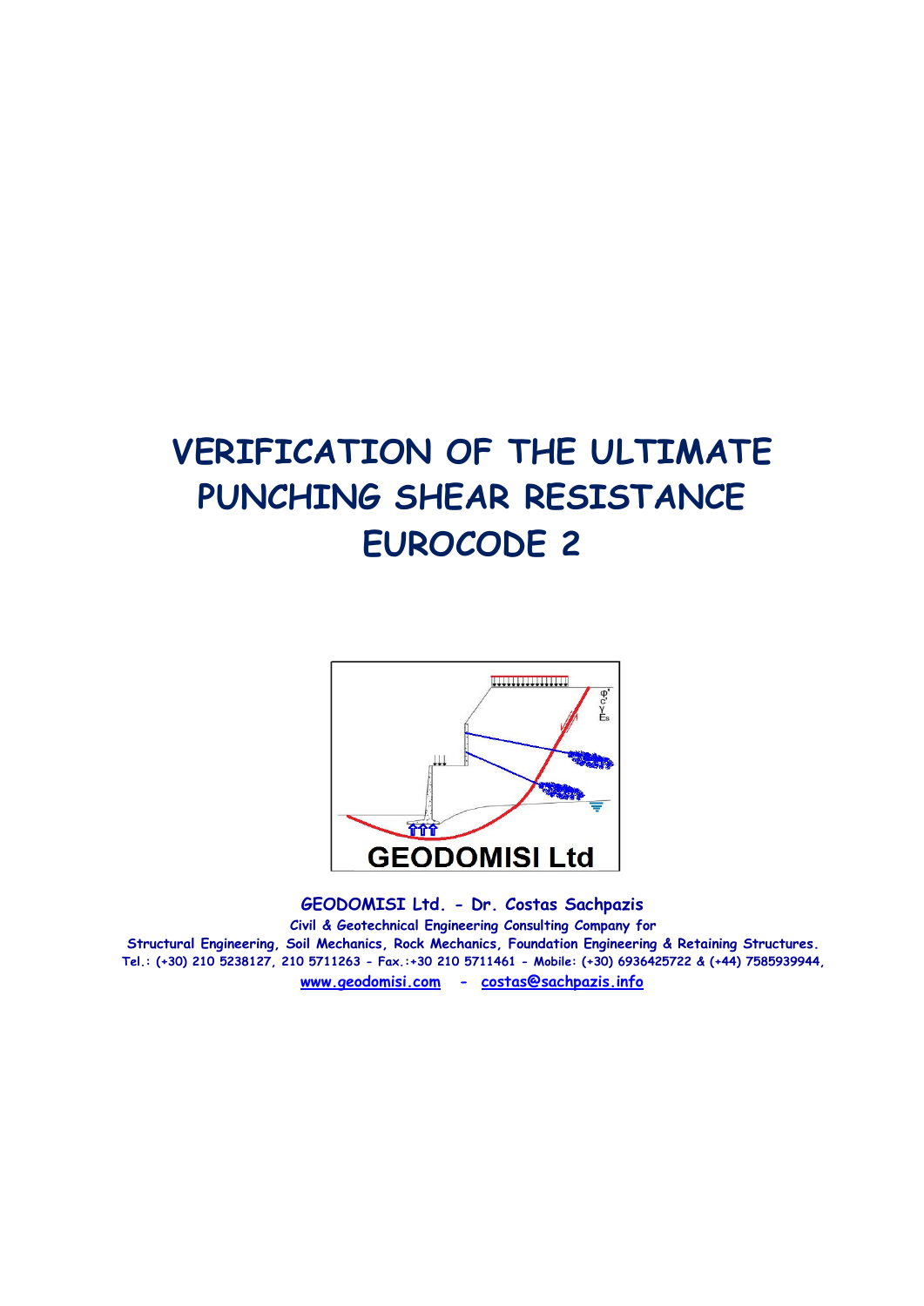# VERIFICATION OF THE ULTIMATE PUNCHING SHEAR RESISTANCE EUROCODE 2

**GEODOMISI Ltd. - Dr. Costas Sachpazis**

**Civil & Geotechnical Engineering Consulting Company for**

**Structural Engineering, Soil Mechanics, Rock Mechanics, Foundation Engineering & Retaining Structures.**

**Tel.: (+30) 210 5238127, 210 5711263 - Fax.:+30 210 5711461 - Mobile: (+30) 6936425722 & (+44) 7585939944,**

**www.geodomisi.com - costas@sachpazis.info**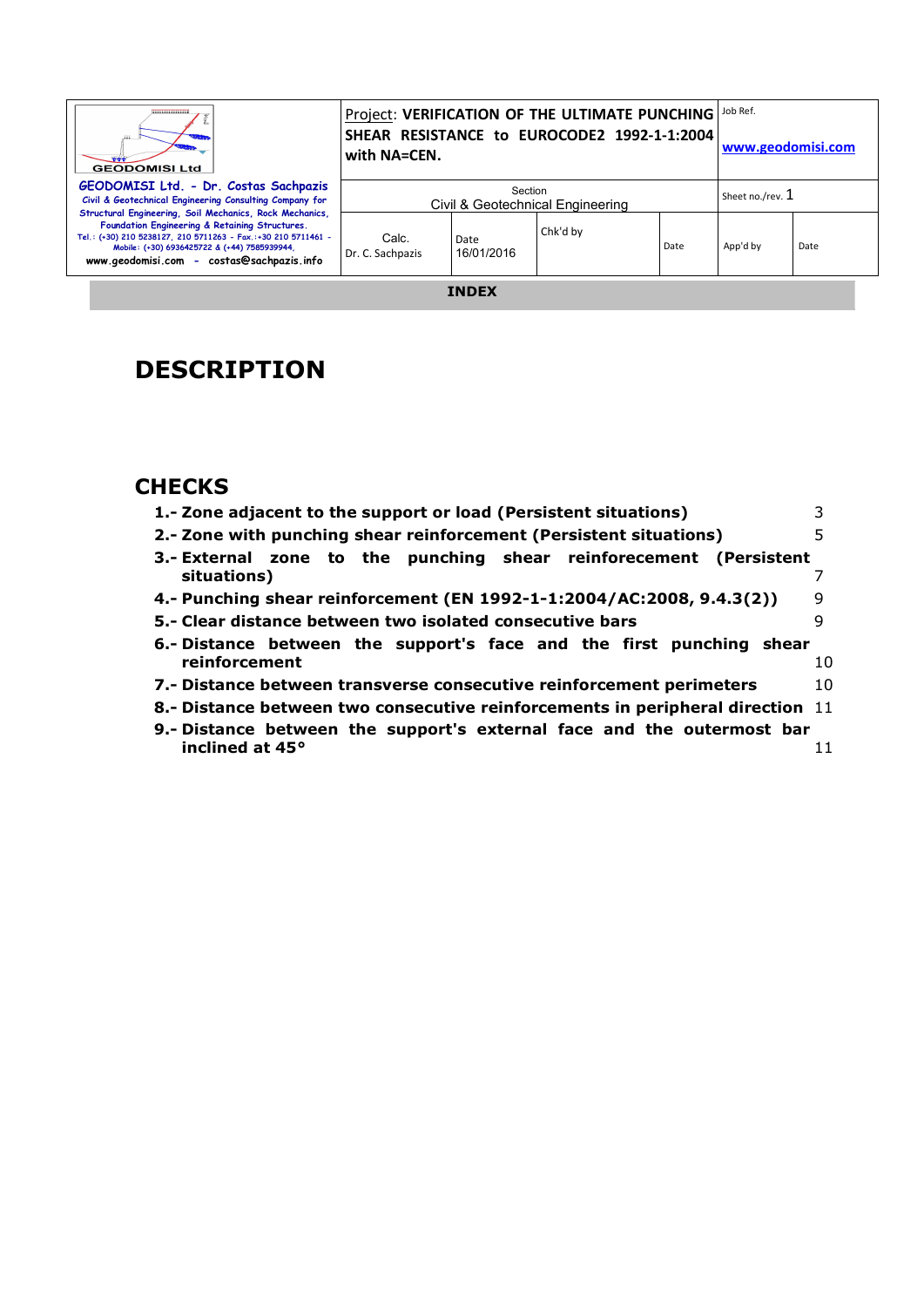**INDEX**

# DESCRIPTION

# CHECKS

**1.- Zone adjacent to the support or load (Persistent situations)** 3

**2.- Zone with punching shear reinforcement (Persistent situations)** 5

**3.- External zone to the punching shear reinforecement (Persistent situations)** 7

**4.- Punching shear reinforcement (EN 1992-1-1:2004/AC:2008, 9.4.3(2))** 9

**5.- Clear distance between two isolated consecutive bars** 9

**6.- Distance between the support's face and the first punching shear reinforcement** 10

**7.- Distance between transverse consecutive reinforcement perimeters** 10

**8.- Distance between two consecutive reinforcements in peripheral direction** 11

**9.- Distance between the support's external face and the outermost bar inclined at 45°** 11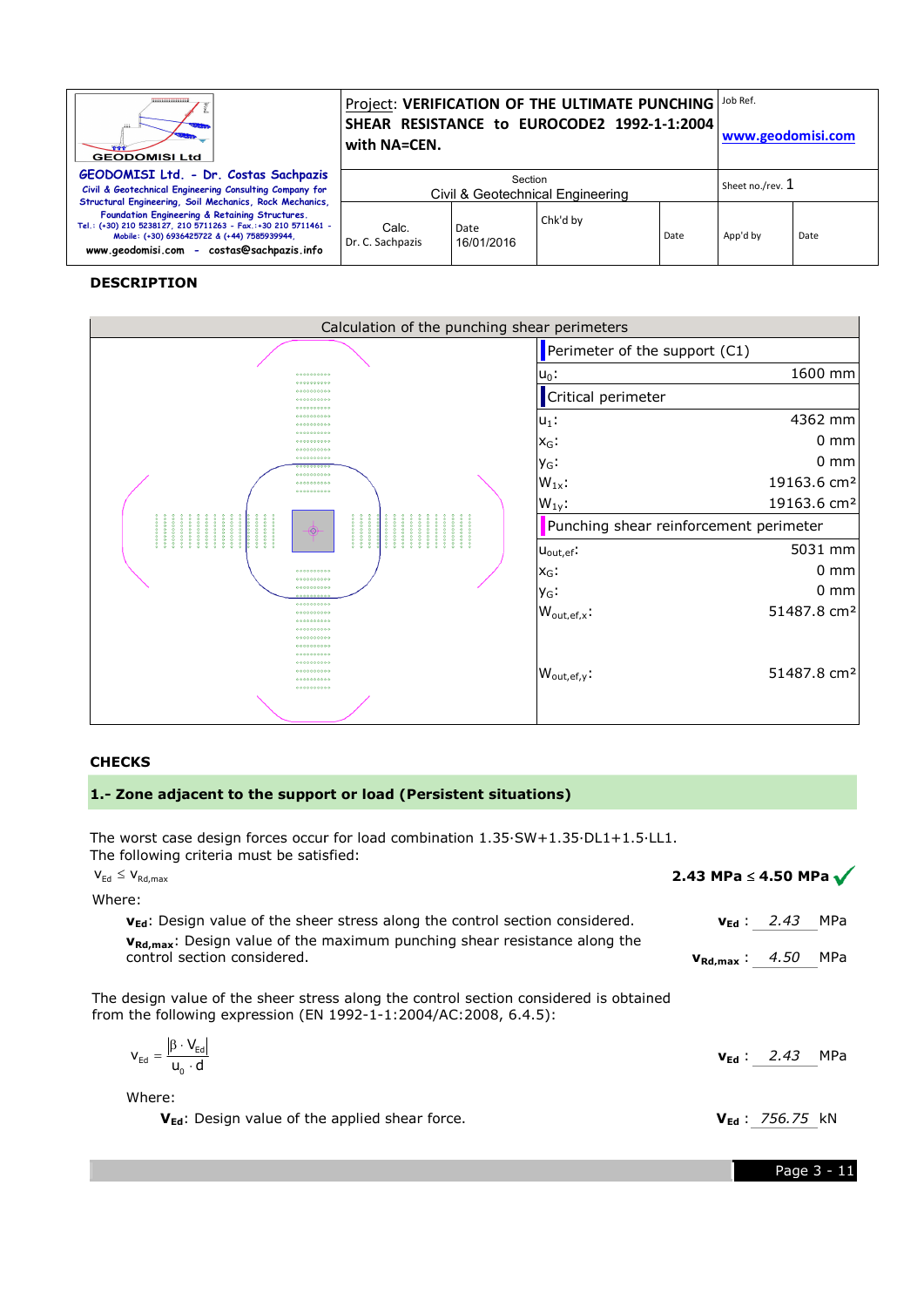| Project: VERIFICATION OF THE ULTIMATE PUNCHING SHEAR RESISTANCE to EUROCODE2 1992-1-1:2004 with NA=CEN. | | Job Ref. www.geodomisi.com | |
|---|---|---|---|
| Section: Civil & Geotechnical Engineering | | Sheet no./rev. 1 | |
| Calc. Dr. C. Sachpazis | Date 16/01/2016 | Chk'd by | Date | App'd by | Date |

**GEODOMISI Ltd. - Dr. Costas Sachpazis**
Civil & Geotechnical Engineering Consulting Company for Structural Engineering, Soil Mechanics, Rock Mechanics, Foundation Engineering & Retaining Structures.
Tel.: (+30) 210 5238127, 210 5711263 - Fax.:+30 210 5711461 - Mobile: (+30) 6936425722 & (+44) 7585939944,
www.geodomisi.com - costas@sachpazis.info

## DESCRIPTION

Calculation of the punching shear perimeters

| Perimeter of the support (C1) | |
|---|---|
| $u_0$: | 1600 mm |
| **Critical perimeter** | |
| $u_1$: | 4362 mm |
| $x_G$: | 0 mm |
| $y_G$: | 0 mm |
| $W_{1x}$: | 19163.6 cm² |
| $W_{1y}$: | 19163.6 cm² |
| **Punching shear reinforcement perimeter** | |
| $u_{out,ef}$: | 5031 mm |
| $x_G$: | 0 mm |
| $y_G$: | 0 mm |
| $W_{out,ef,x}$: | 51487.8 cm² |
| $W_{out,ef,y}$: | 51487.8 cm² |

## CHECKS

### 1.- Zone adjacent to the support or load (Persistent situations)

The worst case design forces occur for load combination 1.35·SW+1.35·DL1+1.5·LL1.
The following criteria must be satisfied:

$v_{Ed} \leq v_{Rd,max}$ **2.43 MPa ≤ 4.50 MPa** ✓

Where:

- $\mathbf{v_{Ed}}$: Design value of the sheer stress along the control section considered. $\mathbf{v_{Ed}}$ : 2.43 MPa
- $\mathbf{v_{Rd,max}}$: Design value of the maximum punching shear resistance along the control section considered. $\mathbf{v_{Rd,max}}$ : 4.50 MPa

The design value of the sheer stress along the control section considered is obtained from the following expression (EN 1992-1-1:2004/AC:2008, 6.4.5):

$$v_{Ed} = \frac{|\beta \cdot V_{Ed}|}{u_0 \cdot d}$$

$\mathbf{v_{Ed}}$ : 2.43 MPa

Where:

- $\mathbf{V_{Ed}}$: Design value of the applied shear force. $\mathbf{V_{Ed}}$ : 756.75 kN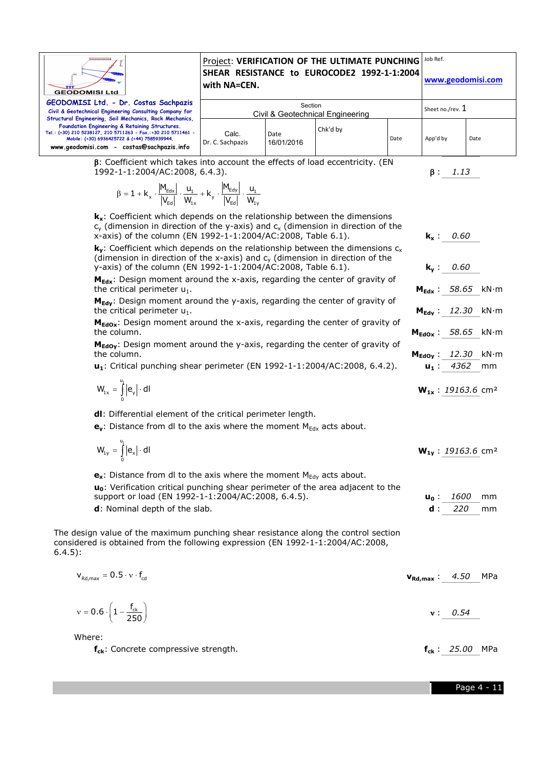**β**: Coefficient which takes into account the effects of load eccentricity. (EN 1992-1-1:2004/AC:2008, 6.4.3). **β** : 1.13

$$\beta = 1 + k_x \cdot \frac{|M_{Edx}|}{|V_{Ed}|} \cdot \frac{u_1}{W_{1x}} + k_y \cdot \frac{|M_{Edy}|}{|V_{Ed}|} \cdot \frac{u_1}{W_{1y}}$$

**$k_x$**: Coefficient which depends on the relationship between the dimensions $c_y$ (dimension in direction of the y-axis) and $c_x$ (dimension in direction of the x-axis) of the column (EN 1992-1-1:2004/AC:2008, Table 6.1). **$k_x$** : 0.60

**$k_y$**: Coefficient which depends on the relationship between the dimensions $c_x$ (dimension in direction of the x-axis) and $c_y$ (dimension in direction of the y-axis) of the column (EN 1992-1-1:2004/AC:2008, Table 6.1). **$k_y$** : 0.60

**$M_{Edx}$**: Design moment around the x-axis, regarding the center of gravity of the critical perimeter $u_1$. **$M_{Edx}$** : 58.65 kN·m

**$M_{Edy}$**: Design moment around the y-axis, regarding the center of gravity of the critical perimeter $u_1$. **$M_{Edy}$** : 12.30 kN·m

**$M_{Edox}$**: Design moment around the x-axis, regarding the center of gravity of the column. **$M_{Edox}$** : 58.65 kN·m

**$M_{Edoy}$**: Design moment around the y-axis, regarding the center of gravity of the column. **$M_{Edoy}$** : 12.30 kN·m

**$u_1$**: Critical punching shear perimeter (EN 1992-1-1:2004/AC:2008, 6.4.2). **$u_1$** : 4362 mm

$$W_{1x} = \int_0^{u_1} |e_y| \cdot dl$$

**$W_{1x}$** : 19163.6 cm²

**dl**: Differential element of the critical perimeter length.

**$e_y$**: Distance from dl to the axis where the moment $M_{Edx}$ acts about.

$$W_{1y} = \int_0^{u_1} |e_x| \cdot dl$$

**$W_{1y}$** : 19163.6 cm²

**$e_x$**: Distance from dl to the axis where the moment $M_{Edy}$ acts about.

**$u_0$**: Verification critical punching shear perimeter of the area adjacent to the support or load (EN 1992-1-1:2004/AC:2008, 6.4.5). **$u_0$** : 1600 mm

**d**: Nominal depth of the slab. **d** : 220 mm

The design value of the maximum punching shear resistance along the control section considered is obtained from the following expression (EN 1992-1-1:2004/AC:2008, 6.4.5):

$$v_{Rd,max} = 0.5 \cdot \nu \cdot f_{cd}$$

**$v_{Rd,max}$** : 4.50 MPa

$$\nu = 0.6 \cdot \left(1 - \frac{f_{ck}}{250}\right)$$

**ν** : 0.54

Where:

**$f_{ck}$**: Concrete compressive strength. **$f_{ck}$** : 25.00 MPa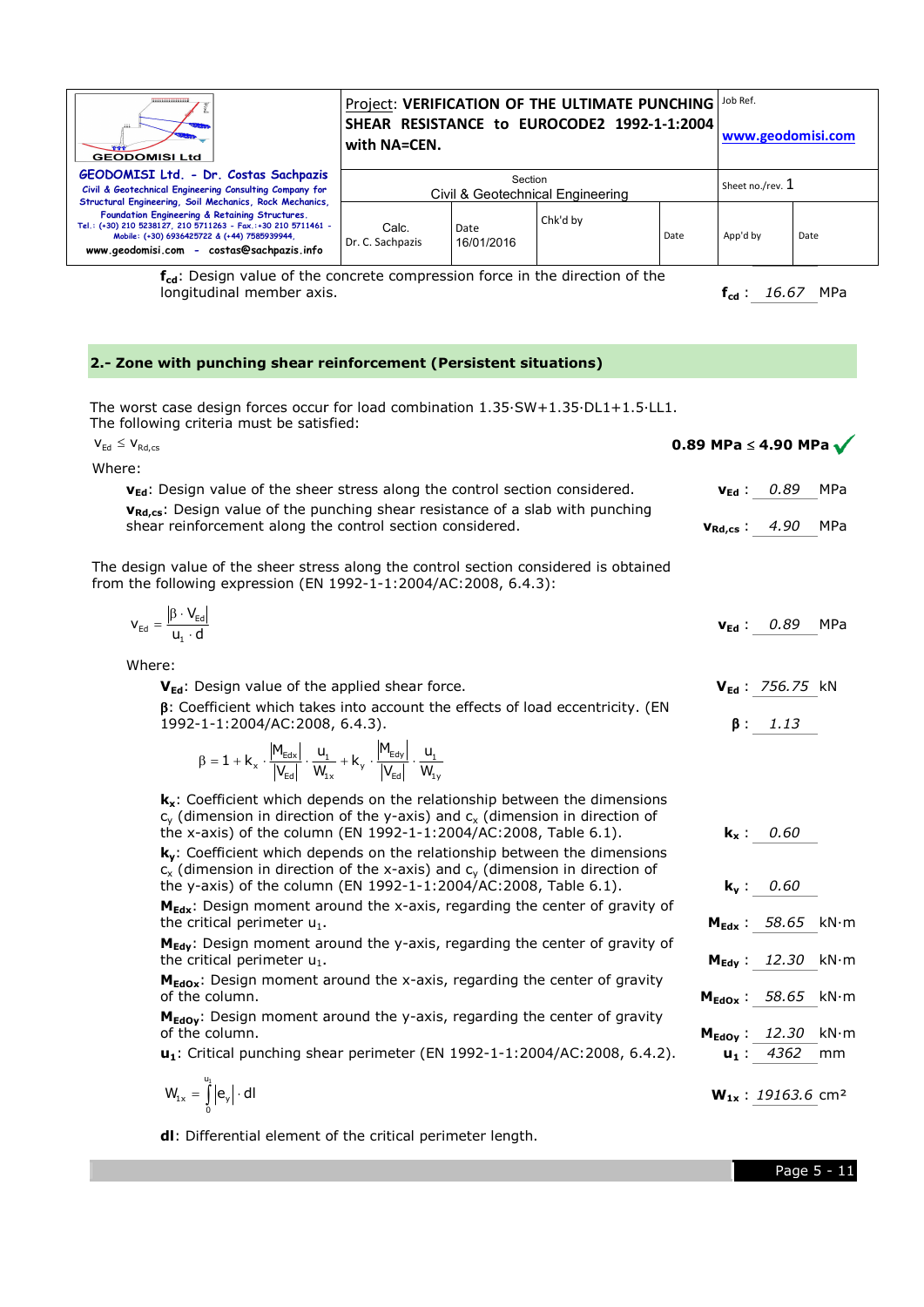$\mathbf{f_{cd}}$: Design value of the concrete compression force in the direction of the longitudinal member axis. $\mathbf{f_{cd}}$ : *16.67* MPa

## 2.- Zone with punching shear reinforcement (Persistent situations)

The worst case design forces occur for load combination 1.35·SW+1.35·DL1+1.5·LL1.
The following criteria must be satisfied:

$v_{Ed} \leq v_{Rd,cs}$ **0.89 MPa ≤ 4.90 MPa** ✓

Where:

$\mathbf{v_{Ed}}$: Design value of the sheer stress along the control section considered. $\mathbf{v_{Ed}}$ : *0.89* MPa

$\mathbf{v_{Rd,cs}}$: Design value of the punching shear resistance of a slab with punching shear reinforcement along the control section considered. $\mathbf{v_{Rd,cs}}$ : *4.90* MPa

The design value of the sheer stress along the control section considered is obtained from the following expression (EN 1992-1-1:2004/AC:2008, 6.4.3):

$$v_{Ed} = \frac{\left|\beta \cdot V_{Ed}\right|}{u_1 \cdot d}$$

$\mathbf{v_{Ed}}$ : *0.89* MPa

Where:

$\mathbf{V_{Ed}}$: Design value of the applied shear force. $\mathbf{V_{Ed}}$ : *756.75* kN

$\boldsymbol{\beta}$: Coefficient which takes into account the effects of load eccentricity. (EN 1992-1-1:2004/AC:2008, 6.4.3). $\boldsymbol{\beta}$ : *1.13*

$$\beta = 1 + k_x \cdot \frac{\left|M_{Edx}\right|}{\left|V_{Ed}\right|} \cdot \frac{u_1}{W_{1x}} + k_y \cdot \frac{\left|M_{Edy}\right|}{\left|V_{Ed}\right|} \cdot \frac{u_1}{W_{1y}}$$

$\mathbf{k_x}$: Coefficient which depends on the relationship between the dimensions $c_y$ (dimension in direction of the y-axis) and $c_x$ (dimension in direction of the x-axis) of the column (EN 1992-1-1:2004/AC:2008, Table 6.1). $\mathbf{k_x}$ : *0.60*

$\mathbf{k_y}$: Coefficient which depends on the relationship between the dimensions $c_x$ (dimension in direction of the x-axis) and $c_y$ (dimension in direction of the y-axis) of the column (EN 1992-1-1:2004/AC:2008, Table 6.1). $\mathbf{k_y}$ : *0.60*

$\mathbf{M_{Edx}}$: Design moment around the x-axis, regarding the center of gravity of the critical perimeter $u_1$. $\mathbf{M_{Edx}}$ : *58.65* kN·m

$\mathbf{M_{Edy}}$: Design moment around the y-axis, regarding the center of gravity of the critical perimeter $u_1$. $\mathbf{M_{Edy}}$ : *12.30* kN·m

$\mathbf{M_{Edox}}$: Design moment around the x-axis, regarding the center of gravity of the column. $\mathbf{M_{Edox}}$ : *58.65* kN·m

$\mathbf{M_{Edoy}}$: Design moment around the y-axis, regarding the center of gravity of the column. $\mathbf{M_{Edoy}}$ : *12.30* kN·m

$\mathbf{u_1}$: Critical punching shear perimeter (EN 1992-1-1:2004/AC:2008, 6.4.2). $\mathbf{u_1}$ : *4362* mm

$$W_{1x} = \int_0^{u_1} \left|e_y\right| \cdot dl$$

$\mathbf{W_{1x}}$ : *19163.6* cm²

**dl**: Differential element of the critical perimeter length.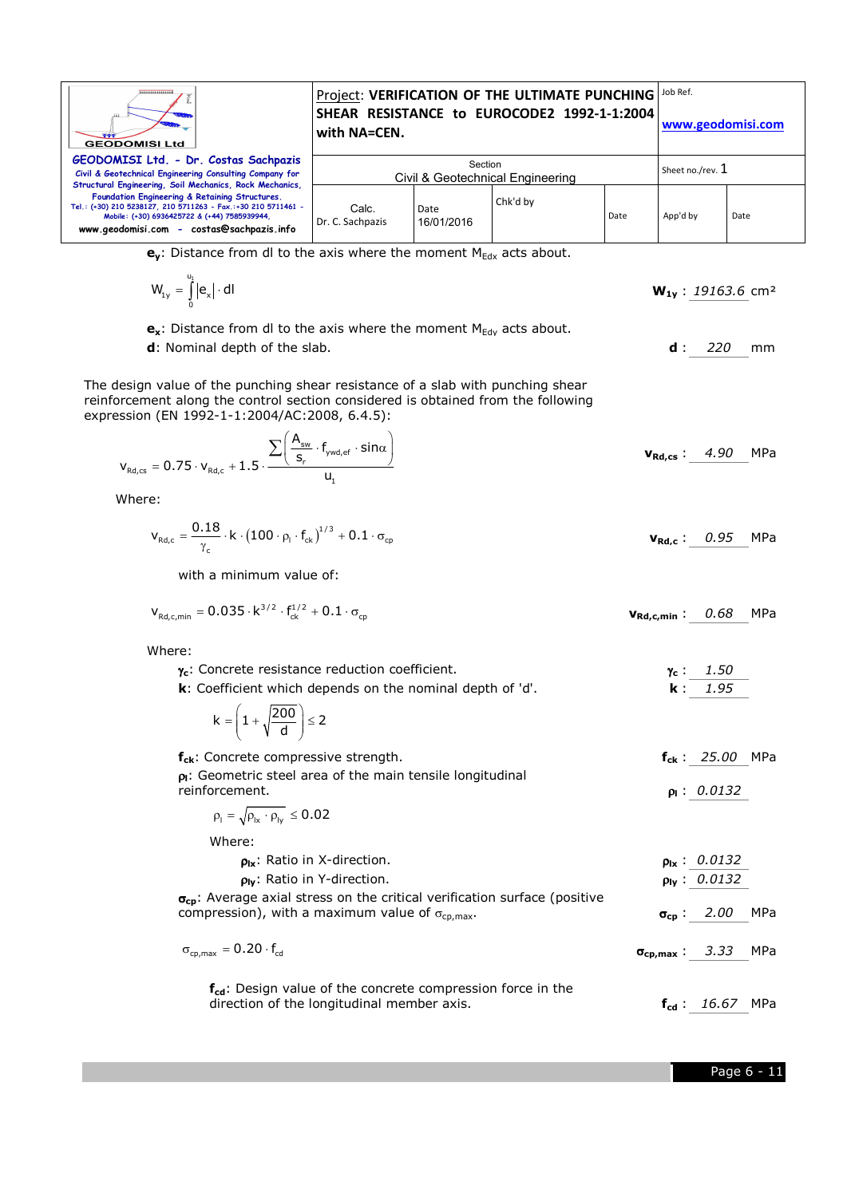**$e_y$**: Distance from dl to the axis where the moment $M_{Edx}$ acts about.

$$W_{1y} = \int_0^{u_1} |e_x| \cdot dl$$

**$W_{1y}$** : *19163.6* cm²

**$e_x$**: Distance from dl to the axis where the moment $M_{Edy}$ acts about.

**d**: Nominal depth of the slab. **d** : *220* mm

The design value of the punching shear resistance of a slab with punching shear reinforcement along the control section considered is obtained from the following expression (EN 1992-1-1:2004/AC:2008, 6.4.5):

$$v_{Rd,cs} = 0.75 \cdot v_{Rd,c} + 1.5 \cdot \frac{\sum \left( \frac{A_{sw}}{s_r} \cdot f_{ywd,ef} \cdot \sin\alpha \right)}{u_1}$$

**$v_{Rd,cs}$** : *4.90* MPa

Where:

$$v_{Rd,c} = \frac{0.18}{\gamma_c} \cdot k \cdot \left(100 \cdot \rho_l \cdot f_{ck}\right)^{1/3} + 0.1 \cdot \sigma_{cp}$$

**$v_{Rd,c}$** : *0.95* MPa

with a minimum value of:

$$v_{Rd,c,min} = 0.035 \cdot k^{3/2} \cdot f_{ck}^{1/2} + 0.1 \cdot \sigma_{cp}$$

**$v_{Rd,c,min}$** : *0.68* MPa

Where:

**$\gamma_c$**: Concrete resistance reduction coefficient. **$\gamma_c$** : *1.50*

**k**: Coefficient which depends on the nominal depth of 'd'. **k** : *1.95*

$$k = \left(1 + \sqrt{\frac{200}{d}}\right) \le 2$$

**$f_{ck}$**: Concrete compressive strength. **$f_{ck}$** : *25.00* MPa

**$\rho_l$**: Geometric steel area of the main tensile longitudinal reinforcement. **$\rho_l$** : *0.0132*

$$\rho_l = \sqrt{\rho_{lx} \cdot \rho_{ly}} \le 0.02$$

Where:

**$\rho_{lx}$**: Ratio in X-direction. **$\rho_{lx}$** : *0.0132*

**$\rho_{ly}$**: Ratio in Y-direction. **$\rho_{ly}$** : *0.0132*

**$\sigma_{cp}$**: Average axial stress on the critical verification surface (positive compression), with a maximum value of $\sigma_{cp,max}$. **$\sigma_{cp}$** : *2.00* MPa

$$\sigma_{cp,max} = 0.20 \cdot f_{cd}$$

**$\sigma_{cp,max}$** : *3.33* MPa

**$f_{cd}$**: Design value of the concrete compression force in the direction of the longitudinal member axis. **$f_{cd}$** : *16.67* MPa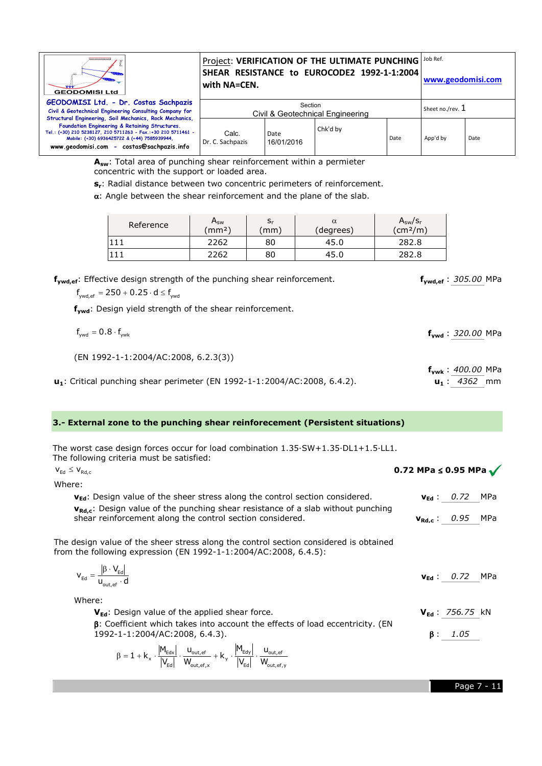$A_{sw}$: Total area of punching shear reinforcement within a permieter concentric with the support or loaded area.

$s_r$: Radial distance between two concentric perimeters of reinforcement.

$\alpha$: Angle between the shear reinforcement and the plane of the slab.

| Reference | $A_{sw}$ (mm²) | $s_r$ (mm) | $\alpha$ (degrees) | $A_{sw}/s_r$ (cm²/m) |
|---|---|---|---|---|
| 111 | 2262 | 80 | 45.0 | 282.8 |
| 111 | 2262 | 80 | 45.0 | 282.8 |

**$f_{ywd,ef}$**: Effective design strength of the punching shear reinforcement. **$f_{ywd,ef}$ : 305.00 MPa**

$$f_{ywd,ef} = 250 + 0.25 \cdot d \leq f_{ywd}$$

**$f_{ywd}$**: Design yield strength of the shear reinforcement. **$f_{ywd}$ : 320.00 MPa**

$$f_{ywd} = 0.8 \cdot f_{ywk}$$

(EN 1992-1-1:2004/AC:2008, 6.2.3(3)) **$f_{ywk}$ : 400.00 MPa**

**$u_1$**: Critical punching shear perimeter (EN 1992-1-1:2004/AC:2008, 6.4.2). **$u_1$ : 4362 mm**

## 3.- External zone to the punching shear reinforecement (Persistent situations)

The worst case design forces occur for load combination 1.35·SW+1.35·DL1+1.5·LL1.
The following criteria must be satisfied:

$$v_{Ed} \leq v_{Rd,c}$$

**0.72 MPa ≤ 0.95 MPa** ✓

Where:

**$v_{Ed}$**: Design value of the sheer stress along the control section considered. **$v_{Ed}$ : 0.72 MPa**

**$v_{Rd,c}$**: Design value of the punching shear resistance of a slab without punching shear reinforcement along the control section considered. **$v_{Rd,c}$ : 0.95 MPa**

The design value of the sheer stress along the control section considered is obtained from the following expression (EN 1992-1-1:2004/AC:2008, 6.4.5):

$$v_{Ed} = \frac{|\beta \cdot V_{Ed}|}{u_{out,ef} \cdot d}$$

**$v_{Ed}$ : 0.72 MPa**

Where:

**$V_{Ed}$**: Design value of the applied shear force. **$V_{Ed}$ : 756.75 kN**

**$\beta$**: Coefficient which takes into account the effects of load eccentricity. (EN 1992-1-1:2004/AC:2008, 6.4.3). **$\beta$ : 1.05**

$$\beta = 1 + k_x \cdot \frac{|M_{Edx}|}{|V_{Ed}|} \cdot \frac{u_{out,ef}}{W_{out,ef,x}} + k_y \cdot \frac{|M_{Edy}|}{|V_{Ed}|} \cdot \frac{u_{out,ef}}{W_{out,ef,y}}$$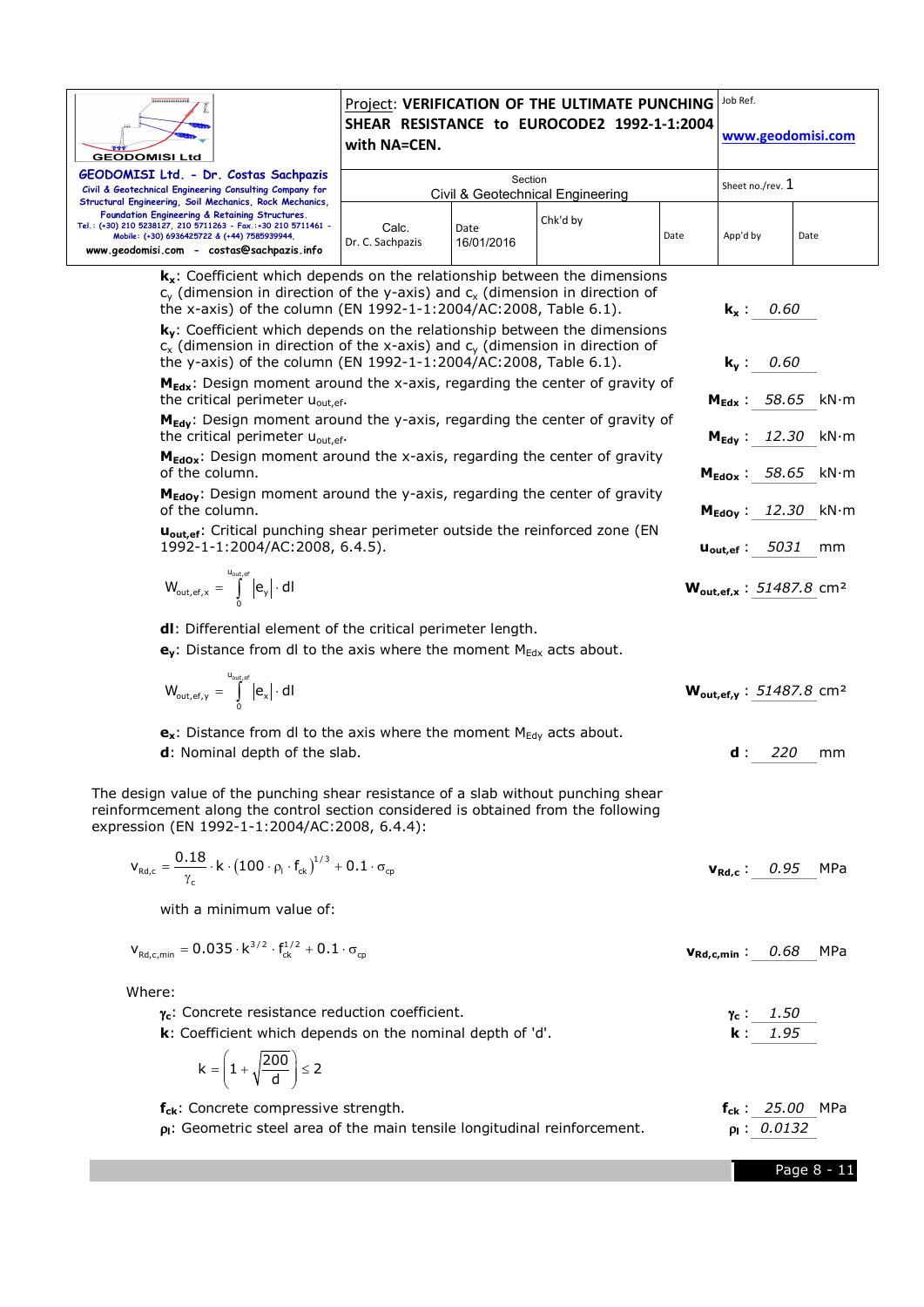**$k_x$**: Coefficient which depends on the relationship between the dimensions $c_y$ (dimension in direction of the y-axis) and $c_x$ (dimension in direction of the x-axis) of the column (EN 1992-1-1:2004/AC:2008, Table 6.1). **$k_x$** : 0.60

**$k_y$**: Coefficient which depends on the relationship between the dimensions $c_x$ (dimension in direction of the x-axis) and $c_y$ (dimension in direction of the y-axis) of the column (EN 1992-1-1:2004/AC:2008, Table 6.1). **$k_y$** : 0.60

**$M_{Edx}$**: Design moment around the x-axis, regarding the center of gravity of the critical perimeter $u_{out,ef}$. **$M_{Edx}$** : 58.65 kN·m

**$M_{Edy}$**: Design moment around the y-axis, regarding the center of gravity of the critical perimeter $u_{out,ef}$. **$M_{Edy}$** : 12.30 kN·m

**$M_{EdOx}$**: Design moment around the x-axis, regarding the center of gravity of the column. **$M_{EdOx}$** : 58.65 kN·m

**$M_{EdOy}$**: Design moment around the y-axis, regarding the center of gravity of the column. **$M_{EdOy}$** : 12.30 kN·m

**$u_{out,ef}$**: Critical punching shear perimeter outside the reinforced zone (EN 1992-1-1:2004/AC:2008, 6.4.5). **$u_{out,ef}$** : 5031 mm

$$W_{out,ef,x} = \int_0^{u_{out,ef}} |e_y| \cdot dl$$

**$W_{out,ef,x}$** : 51487.8 cm²

**dl**: Differential element of the critical perimeter length.

**$e_y$**: Distance from dl to the axis where the moment $M_{Edx}$ acts about.

$$W_{out,ef,y} = \int_0^{u_{out,ef}} |e_x| \cdot dl$$

**$W_{out,ef,y}$** : 51487.8 cm²

**$e_x$**: Distance from dl to the axis where the moment $M_{Edy}$ acts about.

**d**: Nominal depth of the slab. **d** : 220 mm

The design value of the punching shear resistance of a slab without punching shear reinforcement along the control section considered is obtained from the following expression (EN 1992-1-1:2004/AC:2008, 6.4.4):

$$v_{Rd,c} = \frac{0.18}{\gamma_c} \cdot k \cdot (100 \cdot \rho_l \cdot f_{ck})^{1/3} + 0.1 \cdot \sigma_{cp}$$

**$v_{Rd,c}$** : 0.95 MPa

with a minimum value of:

$$v_{Rd,c,min} = 0.035 \cdot k^{3/2} \cdot f_{ck}^{1/2} + 0.1 \cdot \sigma_{cp}$$

**$v_{Rd,c,min}$** : 0.68 MPa

Where:

**$\gamma_c$**: Concrete resistance reduction coefficient. **$\gamma_c$** : 1.50

**k**: Coefficient which depends on the nominal depth of 'd'. **k** : 1.95

$$k = \left(1 + \sqrt{\frac{200}{d}}\right) \leq 2$$

**$f_{ck}$**: Concrete compressive strength. **$f_{ck}$** : 25.00 MPa

**$\rho_l$**: Geometric steel area of the main tensile longitudinal reinforcement. **$\rho_l$** : 0.0132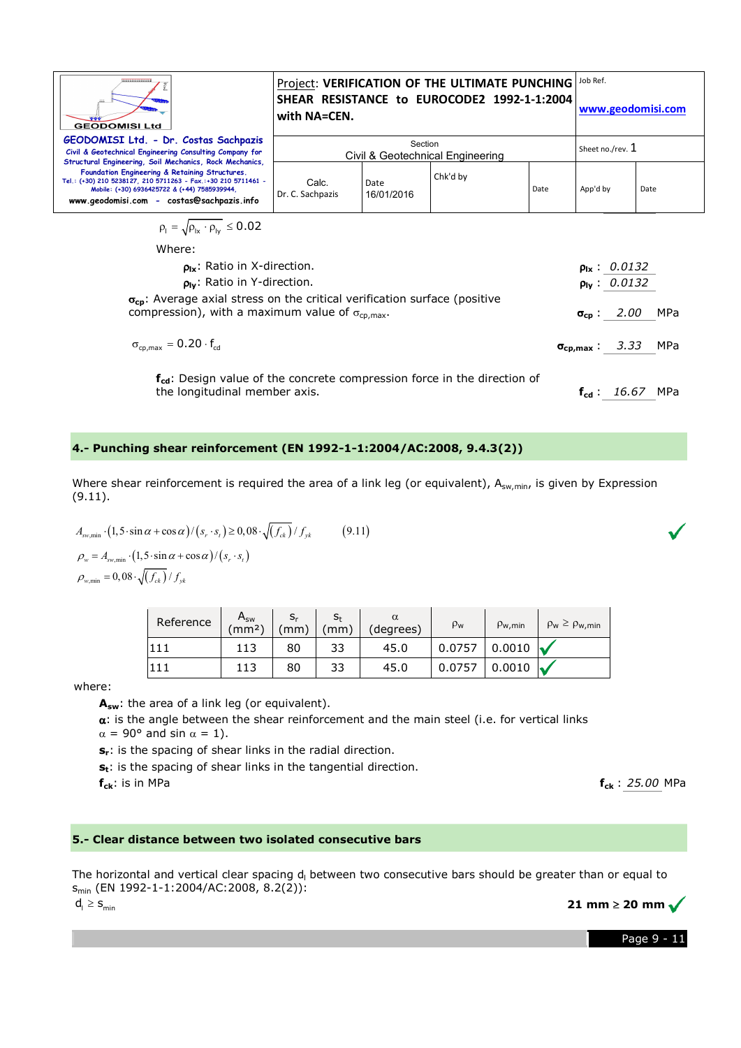$$\rho_l = \sqrt{\rho_{lx} \cdot \rho_{ly}} \leq 0.02$$

Where:

$\rho_{lx}$: Ratio in X-direction. **$\rho_{lx}$** : *0.0132*

$\rho_{ly}$: Ratio in Y-direction. **$\rho_{ly}$** : *0.0132*

$\sigma_{cp}$: Average axial stress on the critical verification surface (positive compression), with a maximum value of $\sigma_{cp,max}$. **$\sigma_{cp}$** : *2.00* MPa

$$\sigma_{cp,max} = 0.20 \cdot f_{cd}$$

**$\sigma_{cp,max}$** : *3.33* MPa

$f_{cd}$: Design value of the concrete compression force in the direction of the longitudinal member axis. **$f_{cd}$** : *16.67* MPa

## 4.- Punching shear reinforcement (EN 1992-1-1:2004/AC:2008, 9.4.3(2))

Where shear reinforcement is required the area of a link leg (or equivalent), $A_{sw,min}$, is given by Expression (9.11).

$$A_{sw,min} \cdot (1{,}5 \cdot \sin\alpha + \cos\alpha) / (s_r \cdot s_t) \geq 0{,}08 \cdot \sqrt{(f_{ck})} / f_{yk} \qquad (9.11)$$ ✓

$$\rho_w = A_{sw,min} \cdot (1{,}5 \cdot \sin\alpha + \cos\alpha) / (s_r \cdot s_t)$$

$$\rho_{w,min} = 0{,}08 \cdot \sqrt{(f_{ck})} / f_{yk}$$

| Reference | $A_{sw}$ (mm²) | $s_r$ (mm) | $s_t$ (mm) | $\alpha$ (degrees) | $\rho_w$ | $\rho_{w,min}$ | $\rho_w \geq \rho_{w,min}$ |
|---|---|---|---|---|---|---|---|
| 111 | 113 | 80 | 33 | 45.0 | 0.0757 | 0.0010 | ✓ |
| 111 | 113 | 80 | 33 | 45.0 | 0.0757 | 0.0010 | ✓ |

where:

**$A_{sw}$**: the area of a link leg (or equivalent).

**$\alpha$**: is the angle between the shear reinforcement and the main steel (i.e. for vertical links $\alpha$ = 90° and sin $\alpha$ = 1).

**$s_r$**: is the spacing of shear links in the radial direction.

**$s_t$**: is the spacing of shear links in the tangential direction.

**$f_{ck}$**: is in MPa **$f_{ck}$** : *25.00* MPa

## 5.- Clear distance between two isolated consecutive bars

The horizontal and vertical clear spacing $d_l$ between two consecutive bars should be greater than or equal to $s_{min}$ (EN 1992-1-1:2004/AC:2008, 8.2(2)):

$d_l \geq s_{min}$ **21 mm ≥ 20 mm** ✓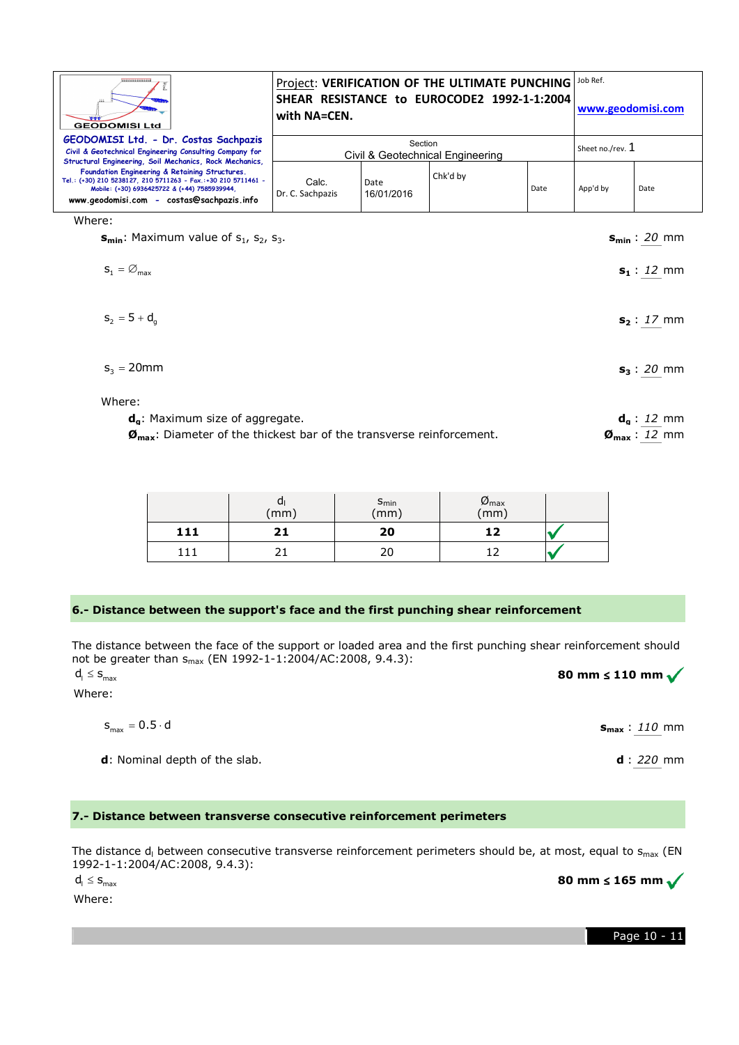Where:

**$s_{min}$**: Maximum value of $s_1$, $s_2$, $s_3$. **$s_{min}$** : 20 mm

$s_1 = \varnothing_{max}$ **$s_1$** : 12 mm

$s_2 = 5 + d_g$ **$s_2$** : 17 mm

$s_3 = 20mm$ **$s_3$** : 20 mm

Where:

**$d_g$**: Maximum size of aggregate. **$d_g$** : 12 mm

**$\varnothing_{max}$**: Diameter of the thickest bar of the transverse reinforcement. **$\varnothing_{max}$** : 12 mm

| | $d_l$ (mm) | $s_{min}$ (mm) | $\varnothing_{max}$ (mm) | |
|---|---|---|---|---|
| **111** | **21** | **20** | **12** | ✓ |
| 111 | 21 | 20 | 12 | ✓ |

## 6.- Distance between the support's face and the first punching shear reinforcement

The distance between the face of the support or loaded area and the first punching shear reinforcement should not be greater than $s_{max}$ (EN 1992-1-1:2004/AC:2008, 9.4.3):

$d_l \leq s_{max}$ **80 mm ≤ 110 mm** ✓

Where:

$s_{max} = 0.5 \cdot d$ **$s_{max}$** : 110 mm

**d**: Nominal depth of the slab. **d** : 220 mm

## 7.- Distance between transverse consecutive reinforcement perimeters

The distance $d_l$ between consecutive transverse reinforcement perimeters should be, at most, equal to $s_{max}$ (EN 1992-1-1:2004/AC:2008, 9.4.3):

$d_l \leq s_{max}$ **80 mm ≤ 165 mm** ✓

Where: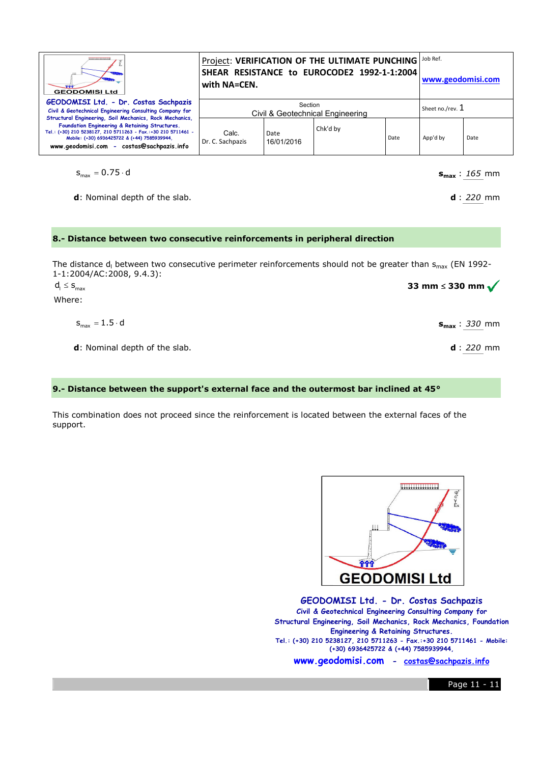$$s_{max} = 0.75 \cdot d$$

$s_{max}$ : 165 mm

**d**: Nominal depth of the slab.

**d** : 220 mm

## 8.- Distance between two consecutive reinforcements in peripheral direction

The distance $d_l$ between two consecutive perimeter reinforcements should not be greater than $s_{max}$ (EN 1992-1-1:2004/AC:2008, 9.4.3):

$$d_l \leq s_{max}$$

**33 mm ≤ 330 mm** ✓

Where:

$$s_{max} = 1.5 \cdot d$$

$s_{max}$ : 330 mm

**d**: Nominal depth of the slab.

**d** : 220 mm

## 9.- Distance between the support's external face and the outermost bar inclined at 45°

This combination does not proceed since the reinforcement is located between the external faces of the support.

GEODOMISI Ltd

**GEODOMISI Ltd. - Dr. Costas Sachpazis**
Civil & Geotechnical Engineering Consulting Company for Structural Engineering, Soil Mechanics, Rock Mechanics, Foundation Engineering & Retaining Structures.
Tel.: (+30) 210 5238127, 210 5711263 - Fax.:+30 210 5711461 - Mobile: (+30) 6936425722 & (+44) 7585939944,
www.geodomisi.com - costas@sachpazis.info